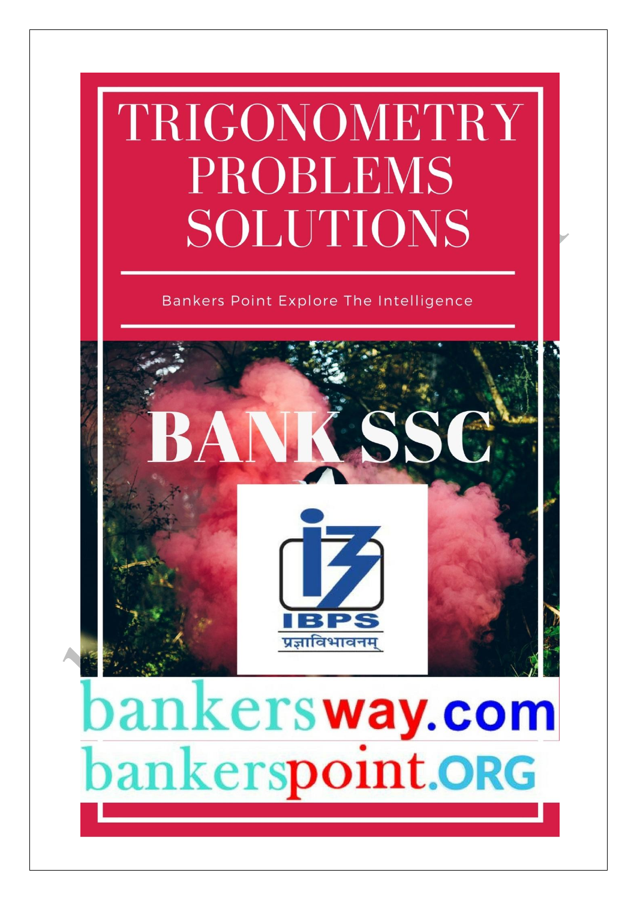# TRIGONOMETRY PROBLEMS SOLUTIONS

Bankers Point Explore The Intelligence

## BANK SSC

IBPS

प्रज्ञाविभावनम्

bankersway.com

bankerspoint.ORG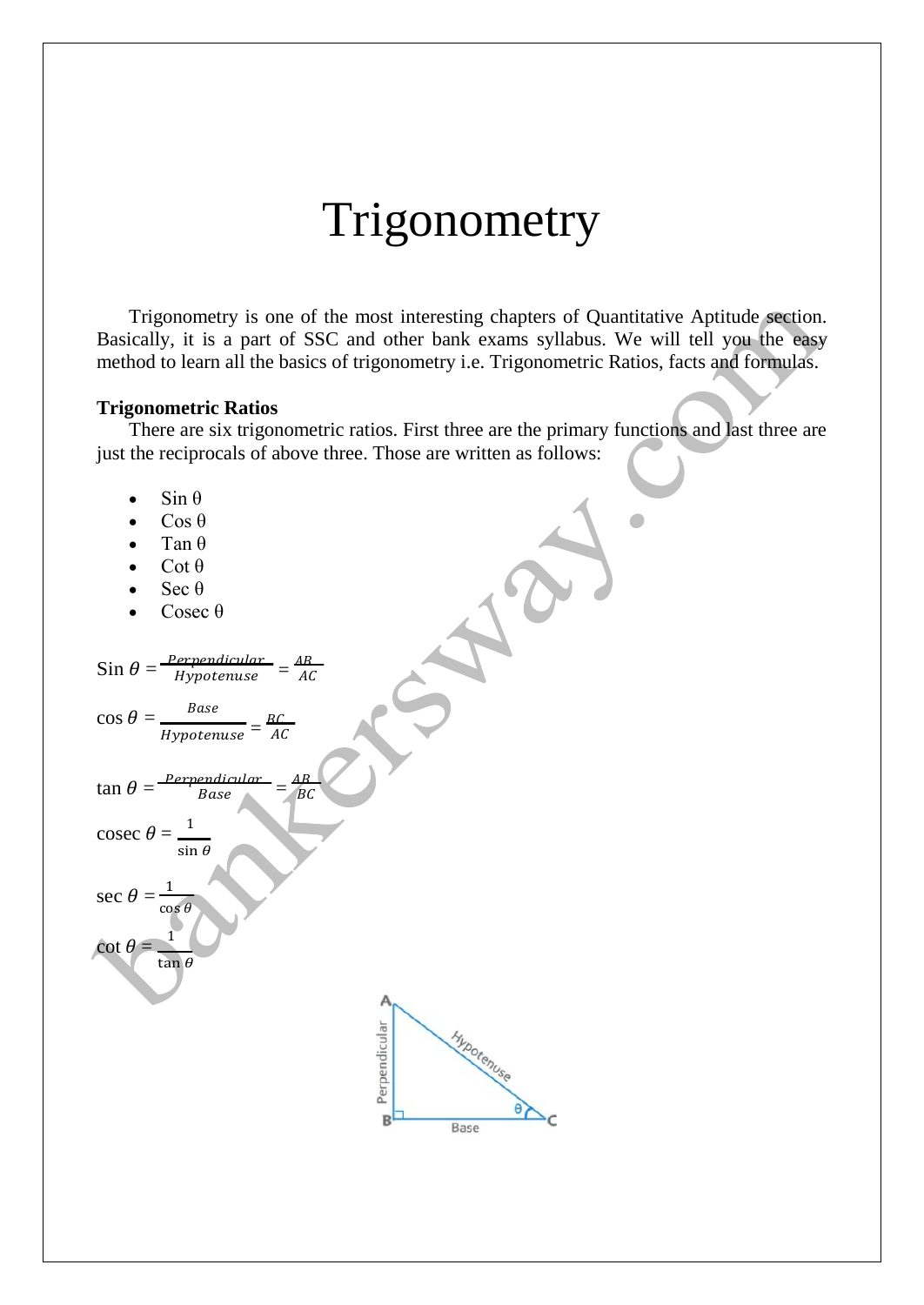# Trigonometry

Trigonometry is one of the most interesting chapters of Quantitative Aptitude section. Basically, it is a part of SSC and other bank exams syllabus. We will tell you the easy method to learn all the basics of trigonometry i.e. Trigonometric Ratios, facts and formulas.

**Trigonometric Ratios**

There are six trigonometric ratios. First three are the primary functions and last three are just the reciprocals of above three. Those are written as follows:

- Sin θ
- Cos θ
- Tan θ
- Cot θ
- Sec θ
- Cosec θ

Sin $\theta = \frac{Perpendicular}{Hypotenuse} = \frac{AB}{AC}$

$\cos\theta = \frac{Base}{Hypotenuse} = \frac{BC}{AC}$

$\tan\theta = \frac{Perpendicular}{Base} = \frac{AB}{BC}$

cosec $\theta = \frac{1}{\sin\theta}$

$\sec\theta = \frac{1}{\cos\theta}$

$\cot\theta = \frac{1}{\tan\theta}$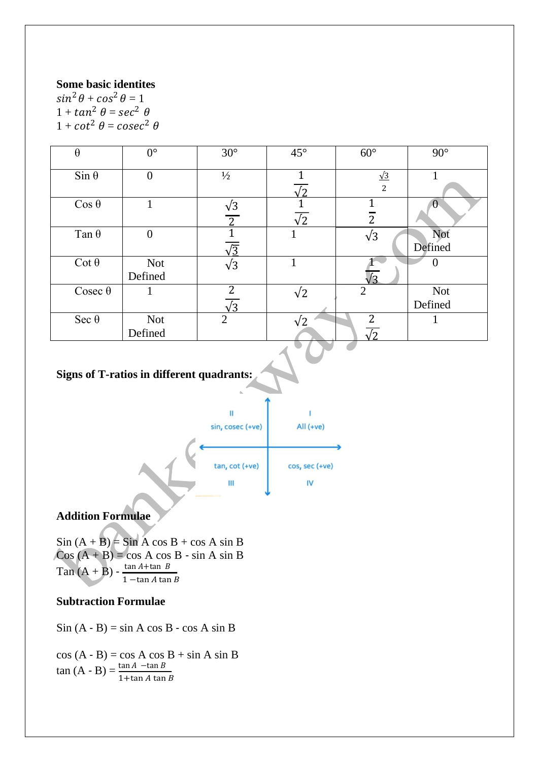**Some basic identites**

$sin^2\theta + cos^2\theta = 1$

$1 + tan^2\ \theta = sec^2\ \theta$

$1 + cot^2\ \theta = cosec^2\ \theta$

| θ | 0° | 30° | 45° | 60° | 90° |
|---|---|---|---|---|---|
| Sin θ | 0 | ½ | $\frac{1}{\sqrt{2}}$ | $\frac{\sqrt{3}}{2}$ | 1 |
| Cos θ | 1 | $\frac{\sqrt{3}}{2}$ | $\frac{1}{\sqrt{2}}$ | $\frac{1}{2}$ | 0 |
| Tan θ | 0 | $\frac{1}{\sqrt{3}}$ | 1 | $\sqrt{3}$ | Not Defined |
| Cot θ | Not Defined | $\sqrt{3}$ | 1 | $\frac{1}{\sqrt{3}}$ | 0 |
| Cosec θ | 1 | $\frac{2}{\sqrt{3}}$ | $\sqrt{2}$ | 2 | Not Defined |
| Sec θ | Not Defined | 2 | $\sqrt{2}$ | $\frac{2}{\sqrt{2}}$ | 1 |

**Signs of T-ratios in different quadrants:**

| II | I |
|---|---|
| sin, cosec (+ve) | All (+ve) |
| tan, cot (+ve) | cos, sec (+ve) |
| III | IV |

**Addition Formulae**

Sin (A + B) = Sin A cos B + cos A sin B

Cos (A + B) = cos A cos B - sin A sin B

Tan (A + B) - $\frac{\tan A + \tan\ B}{1 - \tan A \tan B}$

**Subtraction Formulae**

Sin (A - B) = sin A cos B - cos A sin B

cos (A - B) = cos A cos B + sin A sin B

tan (A - B) = $\frac{\tan A\ - \tan B}{1 + \tan A \tan B}$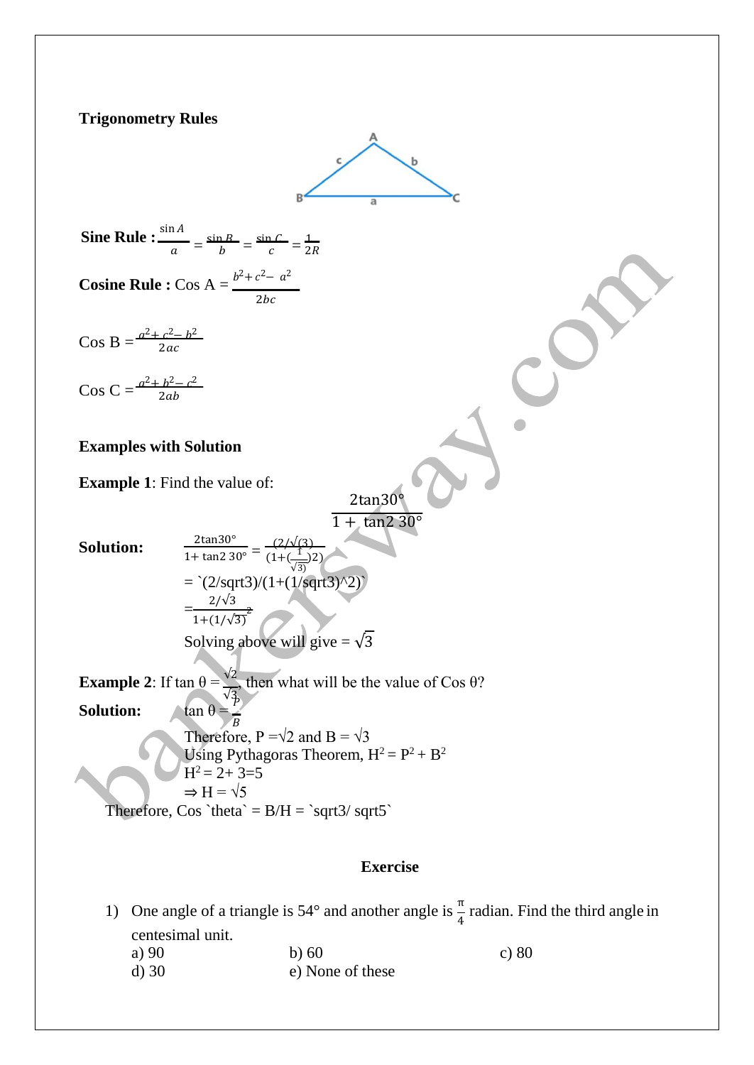**Trigonometry Rules**

**Sine Rule :** $\frac{\sin A}{a} = \frac{\sin B}{b} = \frac{\sin C}{c} = \frac{1}{2R}$

**Cosine Rule :** Cos A = $\frac{b^2+c^2-a^2}{2bc}$

Cos B = $\frac{a^2+c^2-b^2}{2ac}$

Cos C = $\frac{a^2+b^2-c^2}{2ab}$

**Examples with Solution**

**Example 1**: Find the value of:

$$\frac{2\tan 30°}{1+\tan 2\ 30°}$$

**Solution:** $\frac{2\tan 30°}{1+\tan 2\ 30°} = \frac{(2/\sqrt{(3)}}{(1+(\frac{1}{\sqrt{3})})2)}$

= `(2/sqrt3)/(1+(1/sqrt3)^2)`

= $\frac{2/\sqrt{3}}{1+(1/\sqrt{3})^2}$

Solving above will give = $\sqrt{3}$

**Example 2**: If tan θ = $\frac{\sqrt{2}}{\sqrt{3}}$, then what will be the value of Cos θ?

**Solution:** tan θ = $\frac{P}{B}$

Therefore, P = $\sqrt{2}$ and B = $\sqrt{3}$

Using Pythagoras Theorem, $H^2 = P^2 + B^2$

$H^2 = 2 + 3 = 5$

$\Rightarrow H = \sqrt{5}$

Therefore, Cos `theta` = B/H = `sqrt3/ sqrt5`

**Exercise**

1) One angle of a triangle is 54° and another angle is $\frac{\pi}{4}$ radian. Find the third angle in centesimal unit.

a) 90 b) 60 c) 80

d) 30 e) None of these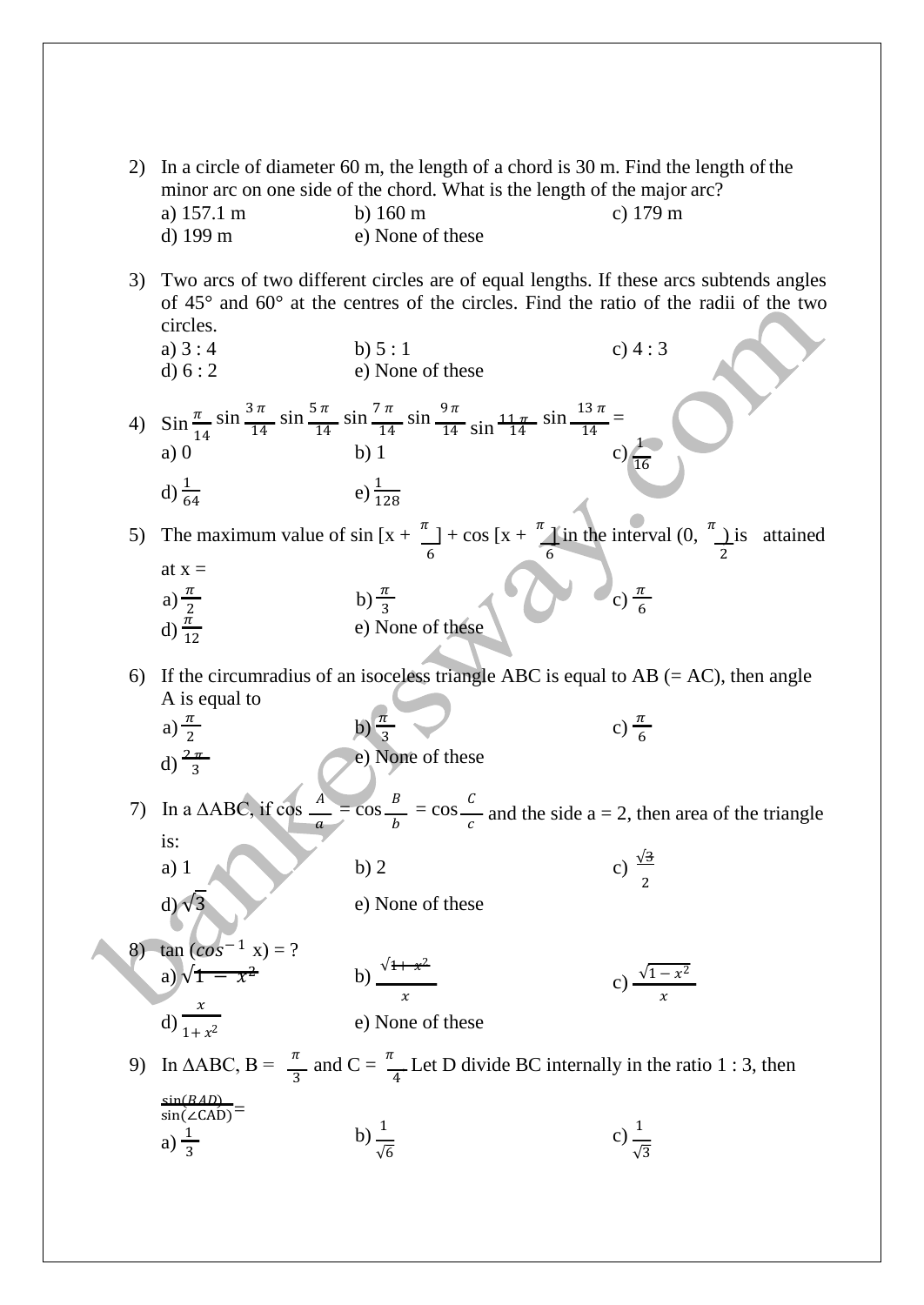2) In a circle of diameter 60 m, the length of a chord is 30 m. Find the length of the minor arc on one side of the chord. What is the length of the major arc?

a) 157.1 m  b) 160 m  c) 179 m  
d) 199 m  e) None of these

3) Two arcs of two different circles are of equal lengths. If these arcs subtends angles of 45° and 60° at the centres of the circles. Find the ratio of the radii of the two circles.

a) 3 : 4  b) 5 : 1  c) 4 : 3  
d) 6 : 2  e) None of these

4) $\text{Sin}\frac{\pi}{14}\sin\frac{3\pi}{14}\sin\frac{5\pi}{14}\sin\frac{7\pi}{14}\sin\frac{9\pi}{14}\sin\frac{11\pi}{14}\sin\frac{13\pi}{14} =$

a) 0  b) 1  c) $\frac{1}{16}$  
d) $\frac{1}{64}$  e) $\frac{1}{128}$

5) The maximum value of sin $[x + \frac{\pi}{6}]$ + cos $[x + \frac{\pi}{6}]$ in the interval $(0, \frac{\pi}{2})$ is attained at x =

a) $\frac{\pi}{2}$  b) $\frac{\pi}{3}$  c) $\frac{\pi}{6}$  
d) $\frac{\pi}{12}$  e) None of these

6) If the circumradius of an isoceless triangle ABC is equal to AB (= AC), then angle A is equal to

a) $\frac{\pi}{2}$  b) $\frac{\pi}{3}$  c) $\frac{\pi}{6}$  
d) $\frac{2\pi}{3}$  e) None of these

7) In a ΔABC, if $\cos\frac{A}{a} = \cos\frac{B}{b} = \cos\frac{C}{c}$ and the side a = 2, then area of the triangle is:

a) 1  b) 2  c) $\frac{\sqrt{3}}{2}$  
d) $\sqrt{3}$  e) None of these

8) $\tan(\cos^{-1} x) = ?$

a) $\sqrt{1 - x^2}$  b) $\frac{\sqrt{1+x^2}}{x}$  c) $\frac{\sqrt{1-x^2}}{x}$  
d) $\frac{x}{1+x^2}$  e) None of these

9) In ΔABC, B = $\frac{\pi}{3}$ and C = $\frac{\pi}{4}$ Let D divide BC internally in the ratio 1 : 3, then $\frac{\sin(BAD)}{\sin(\angle CAD)} =$

a) $\frac{1}{3}$  b) $\frac{1}{\sqrt{6}}$  c) $\frac{1}{\sqrt{3}}$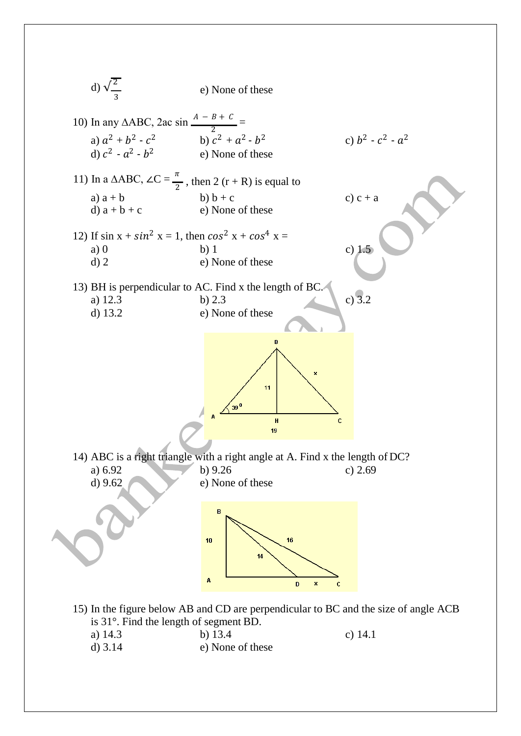d) $\sqrt{\frac{2}{3}}$ e) None of these

10) In any ΔABC, 2ac sin $\frac{A - B + C}{2}$ =

a) $a^2 + b^2 - c^2$ b) $c^2 + a^2 - b^2$ c) $b^2 - c^2 - a^2$

d) $c^2 - a^2 - b^2$ e) None of these

11) In a ΔABC, ∠C = $\frac{\pi}{2}$ , then 2 (r + R) is equal to

a) a + b b) b + c c) c + a

d) a + b + c e) None of these

12) If sin x + $sin^2$ x = 1, then $cos^2$ x + $cos^4$ x =

a) 0 b) 1 c) 1.5

d) 2 e) None of these

13) BH is perpendicular to AC. Find x the length of BC.

a) 12.3 b) 2.3 c) 3.2

d) 13.2 e) None of these

14) ABC is a right triangle with a right angle at A. Find x the length of DC?

a) 6.92 b) 9.26 c) 2.69

d) 9.62 e) None of these

15) In the figure below AB and CD are perpendicular to BC and the size of angle ACB is 31°. Find the length of segment BD.

a) 14.3 b) 13.4 c) 14.1

d) 3.14 e) None of these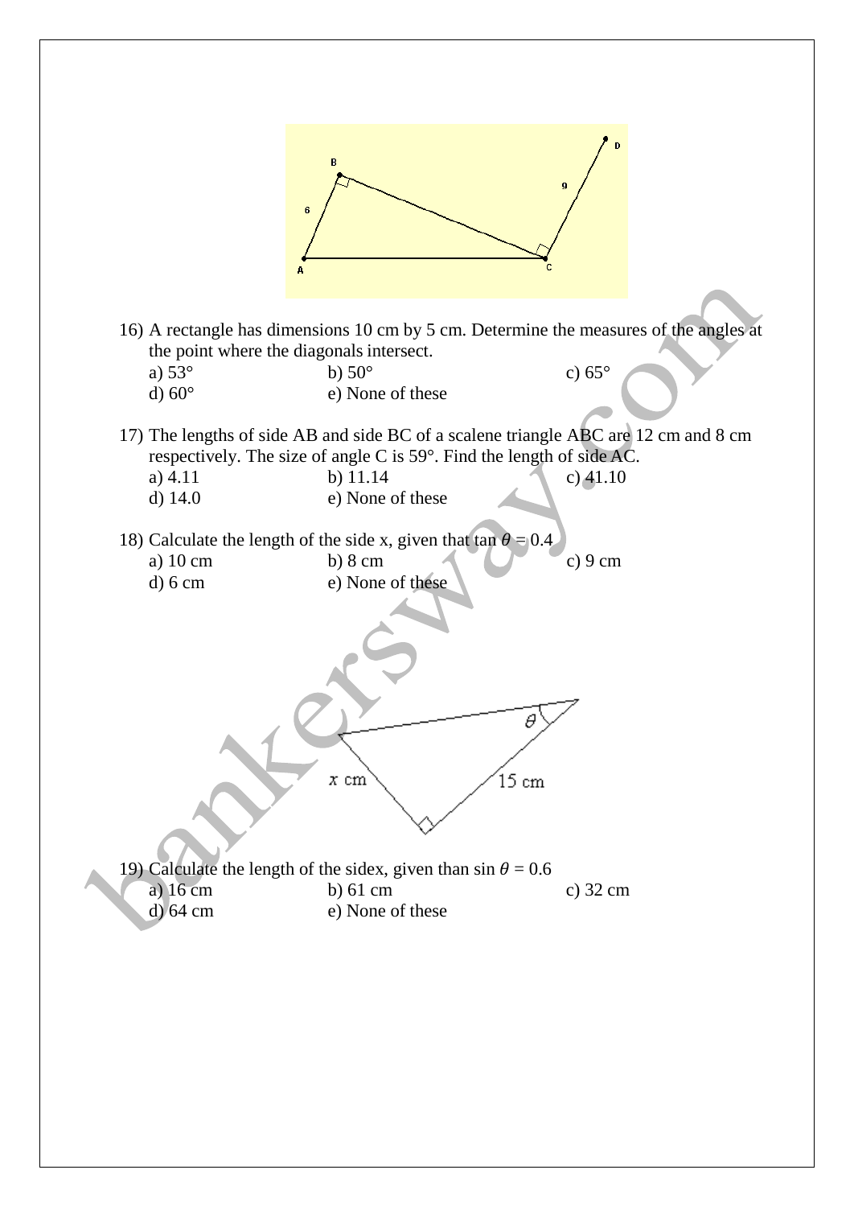16) A rectangle has dimensions 10 cm by 5 cm. Determine the measures of the angles at the point where the diagonals intersect.

a) 53°  b) 50°  c) 65°
d) 60°  e) None of these

17) The lengths of side AB and side BC of a scalene triangle ABC are 12 cm and 8 cm respectively. The size of angle C is 59°. Find the length of side AC.

a) 4.11  b) 11.14  c) 41.10
d) 14.0  e) None of these

18) Calculate the length of the side x, given that tan $\theta = 0.4$

a) 10 cm  b) 8 cm  c) 9 cm
d) 6 cm  e) None of these

19) Calculate the length of the sidex, given than sin $\theta = 0.6$

a) 16 cm  b) 61 cm  c) 32 cm
d) 64 cm  e) None of these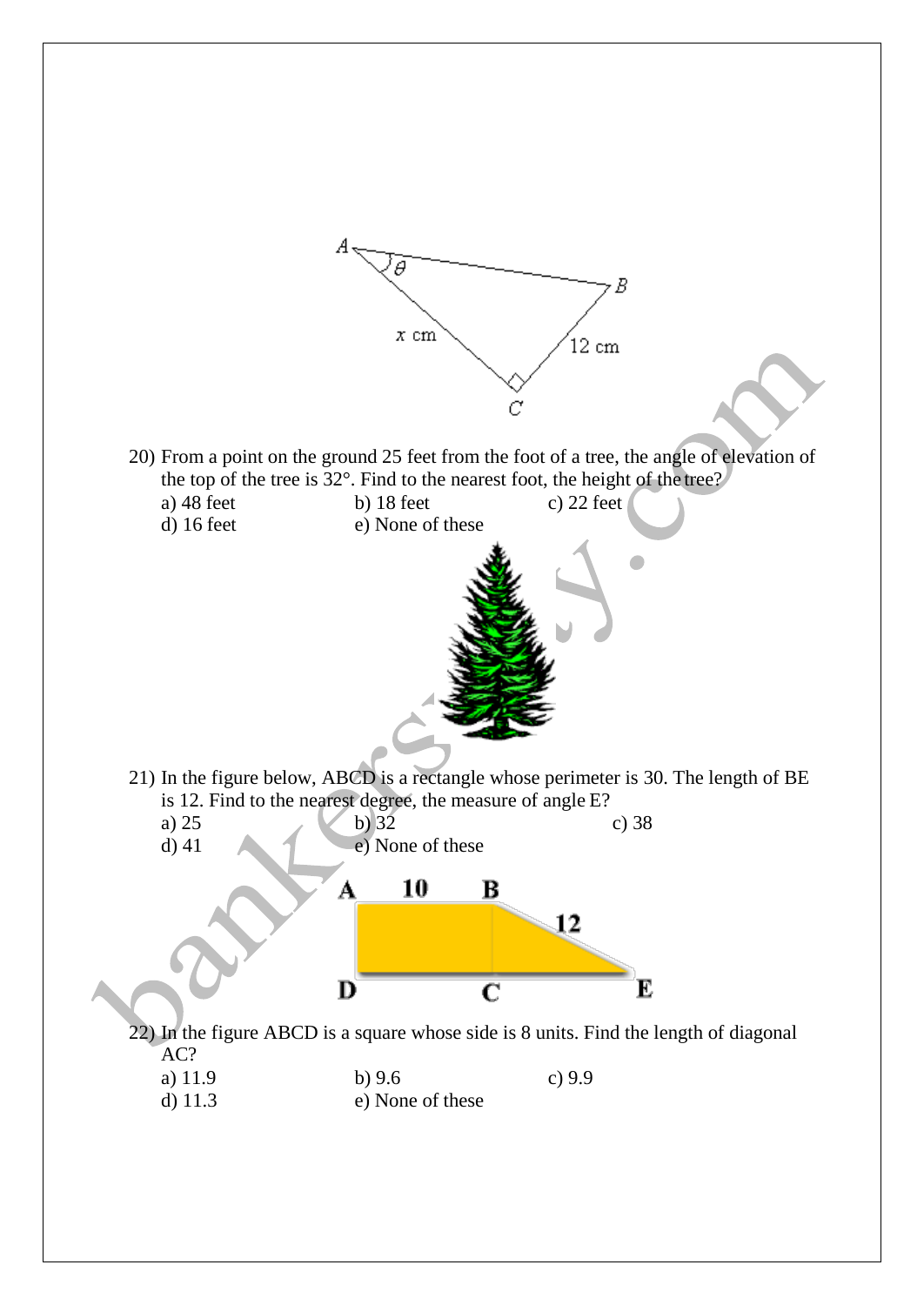20) From a point on the ground 25 feet from the foot of a tree, the angle of elevation of the top of the tree is 32°. Find to the nearest foot, the height of the tree?

a) 48 feet
b) 18 feet
c) 22 feet
d) 16 feet
e) None of these

21) In the figure below, ABCD is a rectangle whose perimeter is 30. The length of BE is 12. Find to the nearest degree, the measure of angle E?

a) 25
b) 32
c) 38
d) 41
e) None of these

22) In the figure ABCD is a square whose side is 8 units. Find the length of diagonal AC?

a) 11.9
b) 9.6
c) 9.9
d) 11.3
e) None of these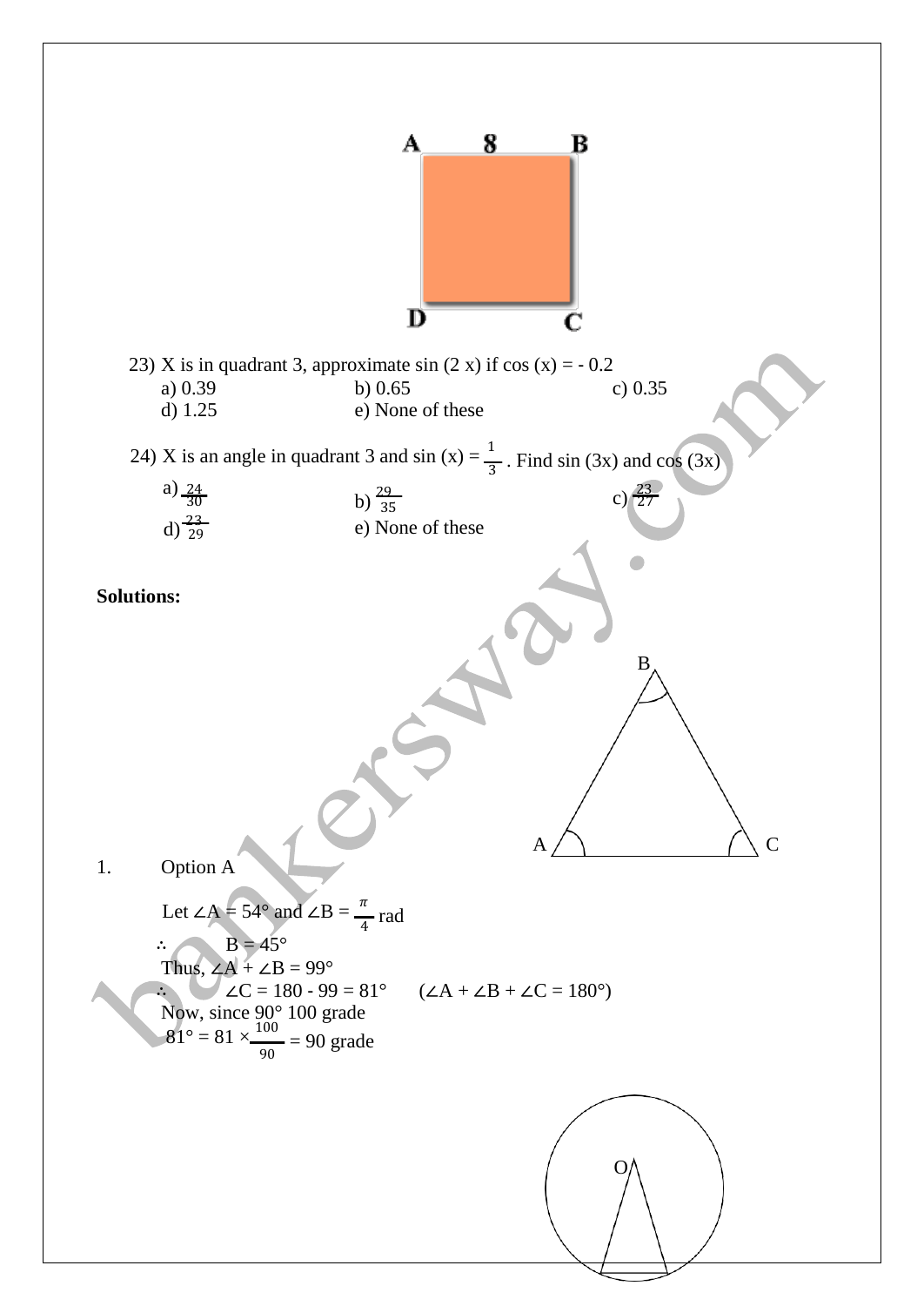23) X is in quadrant 3, approximate sin (2 x) if cos (x) = - 0.2

a) 0.39 b) 0.65 c) 0.35

d) 1.25 e) None of these

24) X is an angle in quadrant 3 and sin (x) = $\frac{1}{3}$ . Find sin (3x) and cos (3x)

a) $\frac{24}{30}$ b) $\frac{29}{35}$ c) $\frac{23}{27}$

d) $\frac{23}{29}$ e) None of these

**Solutions:**

1. Option A

Let ∠A = 54° and ∠B = $\frac{\pi}{4}$ rad

∴ B = 45°

Thus, ∠A + ∠B = 99°

∴ ∠C = 180 - 99 = 81° (∠A + ∠B + ∠C = 180°)

Now, since 90° 100 grade

81° = 81 × $\frac{100}{90}$ = 90 grade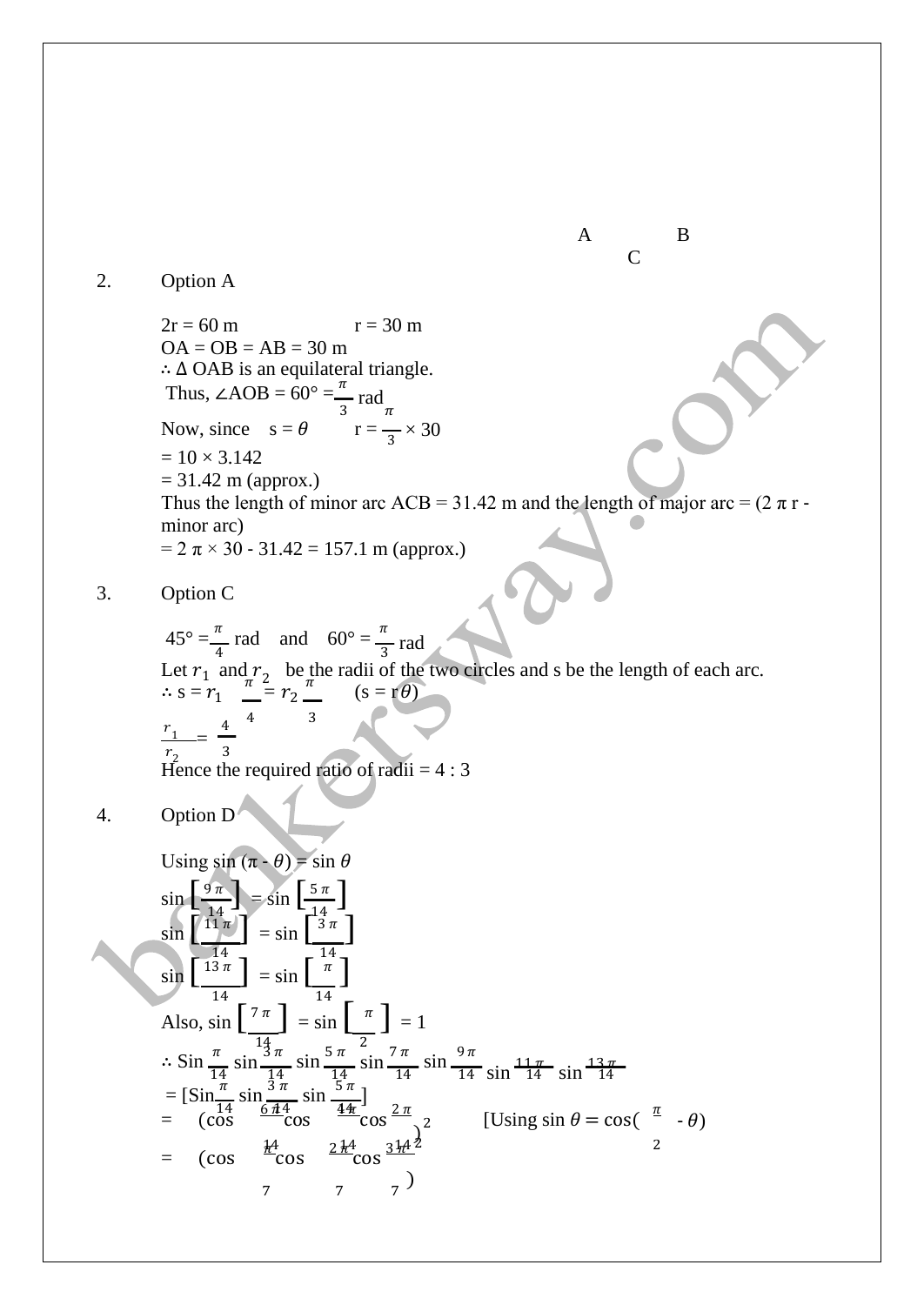A B
C

2. Option A

2r = 60 m   r = 30 m
OA = OB = AB = 30 m
∴ Δ OAB is an equilateral triangle.
Thus, ∠AOB = 60° = $\frac{\pi}{3}$ rad
Now, since s = $\theta$ r = $\frac{\pi}{3}$ × 30
= 10 × 3.142
= 31.42 m (approx.)
Thus the length of minor arc ACB = 31.42 m and the length of major arc = (2 π r - minor arc)
= 2 π × 30 - 31.42 = 157.1 m (approx.)

3. Option C

45° = $\frac{\pi}{4}$ rad and 60° = $\frac{\pi}{3}$ rad
Let $r_1$ and $r_2$ be the radii of the two circles and s be the length of each arc.
∴ s = $r_1 \frac{\pi}{4} = r_2 \frac{\pi}{3}$ (s = r$\theta$)
$\frac{r_1}{r_2} = \frac{4}{3}$
Hence the required ratio of radii = 4 : 3

4. Option D

Using sin (π - $\theta$) = sin $\theta$
sin $\left[\frac{9\pi}{14}\right]$ = sin $\left[\frac{5\pi}{14}\right]$
sin $\left[\frac{11\pi}{14}\right]$ = sin $\left[\frac{3\pi}{14}\right]$
sin $\left[\frac{13\pi}{14}\right]$ = sin $\left[\frac{\pi}{14}\right]$
Also, sin $\left[\frac{7\pi}{14}\right]$ = sin $\left[\frac{\pi}{2}\right]$ = 1
∴ Sin $\frac{\pi}{14}$ sin $\frac{3\pi}{14}$ sin $\frac{5\pi}{14}$ sin $\frac{7\pi}{14}$ sin $\frac{9\pi}{14}$ sin $\frac{11\pi}{14}$ sin $\frac{13\pi}{14}$
= [Sin $\frac{\pi}{14}$ sin $\frac{3\pi}{14}$ sin $\frac{5\pi}{14}$]
= $\left(\cos\frac{6\pi}{14}\cos\frac{4\pi}{14}\cos\frac{2\pi}{14}\right)^2$ [Using sin $\theta = \cos(\frac{\pi}{2} - \theta)$]
= $\left(\cos\frac{\pi}{7}\cos\frac{2\pi}{7}\cos\frac{3\pi}{7}\right)^2$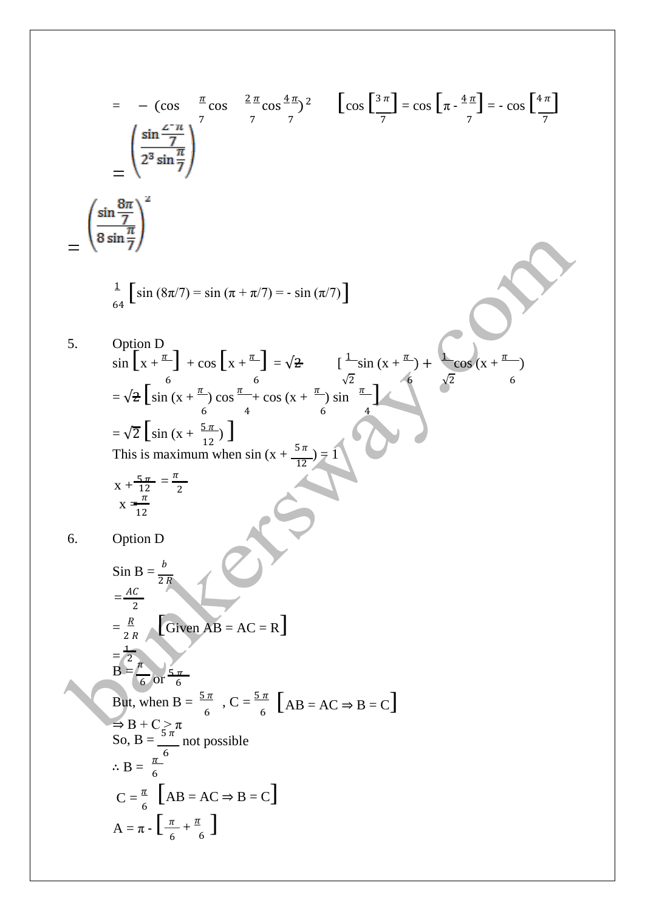$= -\left(\cos\frac{\pi}{7}\cos\frac{2\pi}{7}\cos\frac{4\pi}{7}\right)^2$ $\left[\cos\left[\frac{3\pi}{7}\right] = \cos\left[\pi - \frac{4\pi}{7}\right] = -\cos\left[\frac{4\pi}{7}\right]\right]$

$$= \left(\frac{\sin\frac{2^3\pi}{7}}{2^3\sin\frac{\pi}{7}}\right)^2$$

$$= \left(\frac{\sin\frac{8\pi}{7}}{8\sin\frac{\pi}{7}}\right)^2$$

$\frac{1}{64}$ [sin (8π/7) = sin (π + π/7) = - sin (π/7)]

5. Option D

$\sin\left[x + \frac{\pi}{6}\right] + \cos\left[x + \frac{\pi}{6}\right] = \sqrt{2}$ $\left[\frac{1}{\sqrt{2}}\sin\left(x + \frac{\pi}{6}\right) + \frac{1}{\sqrt{2}}\cos\left(x + \frac{\pi}{6}\right)\right]$

$= \sqrt{2}\left[\sin\left(x + \frac{\pi}{6}\right)\cos\frac{\pi}{4} + \cos\left(x + \frac{\pi}{6}\right)\sin\frac{\pi}{4}\right]$

$= \sqrt{2}\left[\sin\left(x + \frac{5\pi}{12}\right)\right]$

This is maximum when $\sin\left(x + \frac{5\pi}{12}\right) = 1$

$x + \frac{5\pi}{12} = \frac{\pi}{2}$

$x = \frac{\pi}{12}$

6. Option D

$\text{Sin } B = \frac{b}{2R}$

$= \frac{AC}{2}$

$= \frac{R}{2R}$ [Given AB = AC = R]

$= \frac{1}{2}$

$B = \frac{\pi}{6}$ or $\frac{5\pi}{6}$

But, when $B = \frac{5\pi}{6}$, $C = \frac{5\pi}{6}$ [AB = AC ⇒ B = C]

⇒ B + C > π

So, $B = \frac{5\pi}{6}$ not possible

$\therefore B = \frac{\pi}{6}$

$C = \frac{\pi}{6}$ [AB = AC ⇒ B = C]

$A = \pi - \left[\frac{\pi}{6} + \frac{\pi}{6}\right]$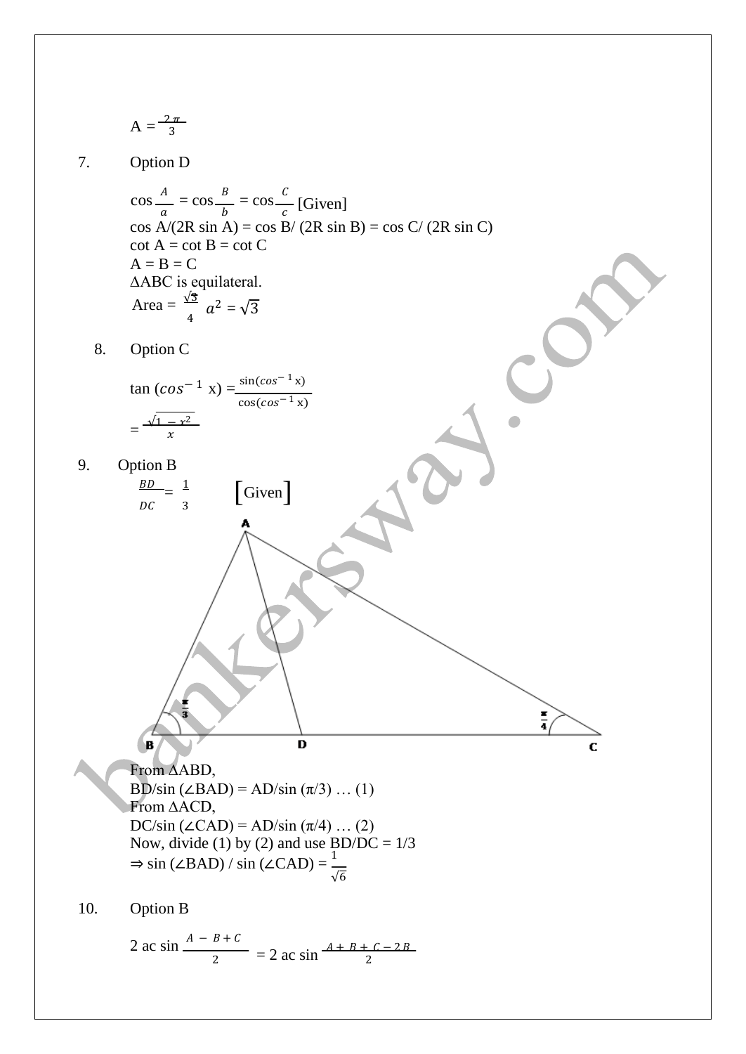$A = \frac{2\pi}{3}$

7. Option D

$\cos\frac{A}{a} = \cos\frac{B}{b} = \cos\frac{C}{c}$ [Given]

cos A/(2R sin A) = cos B/ (2R sin B) = cos C/ (2R sin C)

cot A = cot B = cot C

A = B = C

ΔABC is equilateral.

Area = $\frac{\sqrt{3}}{4}\ a^2 = \sqrt{3}$

8. Option C

$\tan(\cos^{-1} x) = \frac{\sin(\cos^{-1} x)}{\cos(\cos^{-1} x)}$

$= \frac{\sqrt{1 - x^2}}{x}$

9. Option B

$\frac{BD}{DC} = \frac{1}{3}$ [Given]

From ΔABD,

BD/sin (∠BAD) = AD/sin (π/3) … (1)

From ΔACD,

DC/sin (∠CAD) = AD/sin (π/4) … (2)

Now, divide (1) by (2) and use BD/DC = 1/3

⇒ sin (∠BAD) / sin (∠CAD) = $\frac{1}{\sqrt{6}}$

10. Option B

$2\,ac \sin\frac{A - B + C}{2} = 2\,ac \sin\frac{A + B + C - 2B}{2}$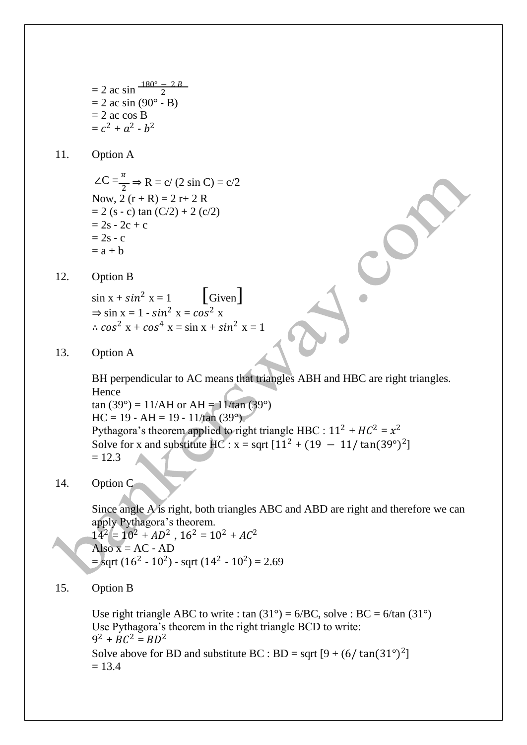$= 2 \text{ ac} \sin \frac{180° - 2B}{2}$
$= 2 \text{ ac} \sin (90° - B)$
$= 2 \text{ ac} \cos B$
$= c^2 + a^2 - b^2$

11. Option A

$\angle C = \frac{\pi}{2} \Rightarrow R = c/(2 \sin C) = c/2$
Now, $2(r + R) = 2r + 2R$
$= 2(s - c) \tan(C/2) + 2(c/2)$
$= 2s - 2c + c$
$= 2s - c$
$= a + b$

12. Option B

$\sin x + \sin^2 x = 1$ [Given]
$\Rightarrow \sin x = 1 - \sin^2 x = \cos^2 x$
$\therefore \cos^2 x + \cos^4 x = \sin x + \sin^2 x = 1$

13. Option A

BH perpendicular to AC means that triangles ABH and HBC are right triangles.
Hence
tan (39°) = 11/AH or AH = 11/tan (39°)
HC = 19 - AH = 19 - 11/tan (39°)
Pythagora's theorem applied to right triangle HBC : $11^2 + HC^2 = x^2$
Solve for x and substitute HC : x = sqrt $[11^2 + (19 - 11/\tan(39°))^2]$
= 12.3

14. Option C

Since angle A is right, both triangles ABC and ABD are right and therefore we can apply Pythagora's theorem.
$14^2 = 10^2 + AD^2$ , $16^2 = 10^2 + AC^2$
Also x = AC - AD
= sqrt $(16^2 - 10^2)$ - sqrt $(14^2 - 10^2)$ = 2.69

15. Option B

Use right triangle ABC to write : tan (31°) = 6/BC, solve : BC = 6/tan (31°)
Use Pythagora's theorem in the right triangle BCD to write:
$9^2 + BC^2 = BD^2$
Solve above for BD and substitute BC : BD = sqrt $[9 + (6/\tan(31°))^2]$
= 13.4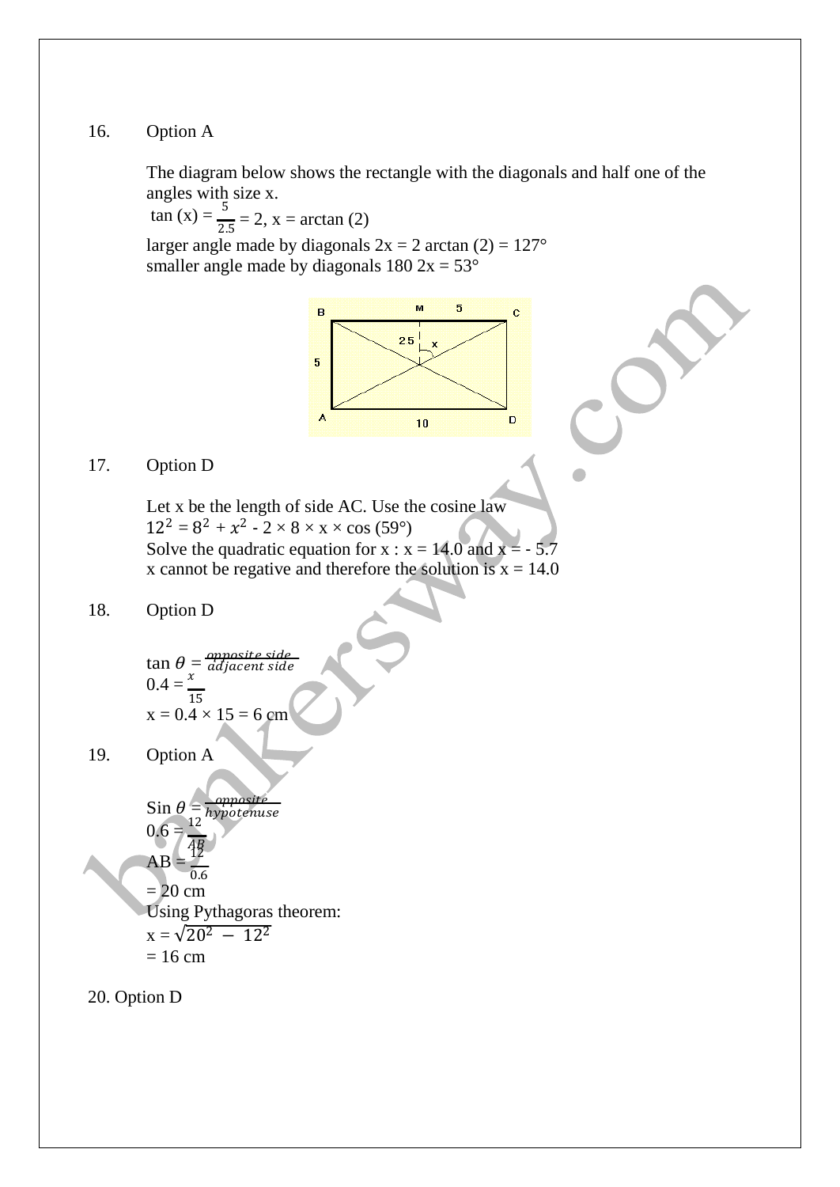16. Option A

The diagram below shows the rectangle with the diagonals and half one of the angles with size x.

$\tan(x) = \frac{5}{2.5} = 2$, $x = \arctan(2)$

larger angle made by diagonals $2x = 2 \arctan(2) = 127°$

smaller angle made by diagonals $180\ 2x = 53°$

17. Option D

Let x be the length of side AC. Use the cosine law

$12^2 = 8^2 + x^2 - 2 \times 8 \times x \times \cos(59°)$

Solve the quadratic equation for x : x = 14.0 and x = - 5.7

x cannot be regative and therefore the solution is x = 14.0

18. Option D

$\tan\theta = \frac{opposite\ side}{adjacent\ side}$

$0.4 = \frac{x}{15}$

$x = 0.4 \times 15 = 6$ cm

19. Option A

$\sin\theta = \frac{opposite}{hypotenuse}$

$0.6 = \frac{12}{AB}$

$AB = \frac{12}{0.6}$

= 20 cm

Using Pythagoras theorem:

$x = \sqrt{20^2 - 12^2}$

= 16 cm

20. Option D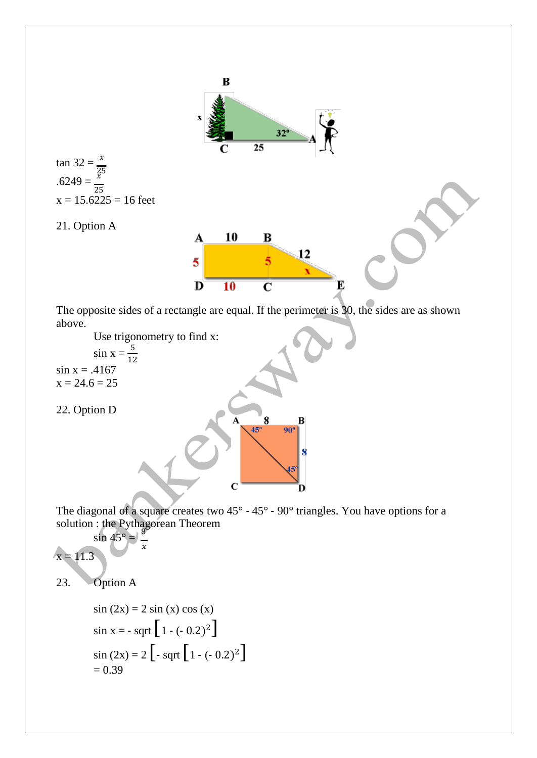$\tan 32 = \frac{x}{25}$

$.6249 = \frac{x}{25}$

$x = 15.6225 = 16$ feet

21. Option A

The opposite sides of a rectangle are equal. If the perimeter is 30, the sides are as shown above.

Use trigonometry to find x:

$\sin x = \frac{5}{12}$

$\sin x = .4167$

$x = 24.6 = 25$

22. Option D

The diagonal of a square creates two 45° - 45° - 90° triangles. You have options for a solution : the Pythagorean Theorem

$\sin 45° = \frac{8}{x}$

$x = 11.3$

23. Option A

$\sin (2x) = 2 \sin (x) \cos (x)$

$\sin x = - \text{sqrt} \left[1 - (- 0.2)^2\right]$

$\sin (2x) = 2 \left[- \text{sqrt} \left[1 - (- 0.2)^2\right]\right]$

$= 0.39$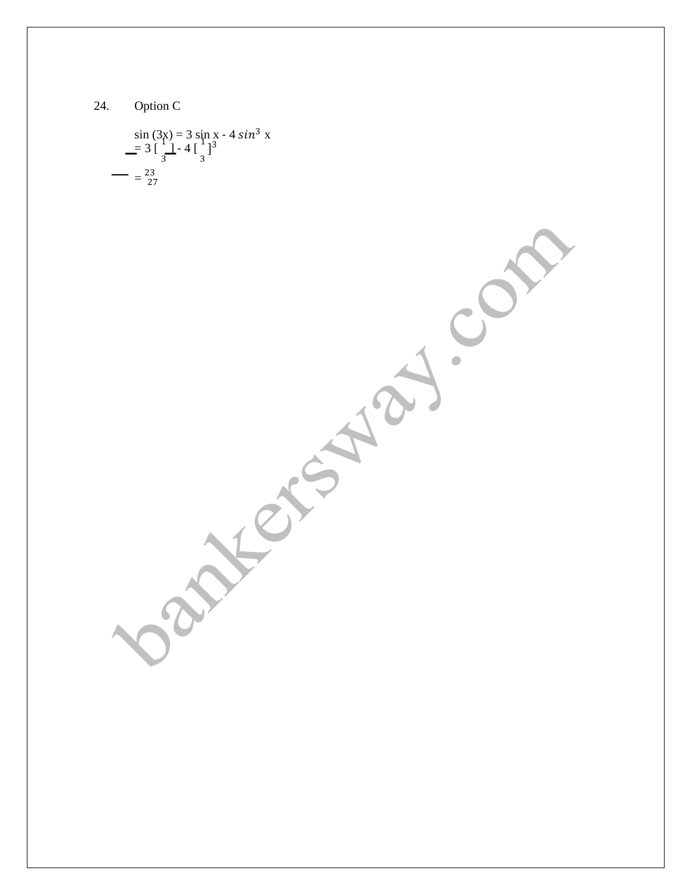24. Option C

$\sin(3x) = 3 \sin x - 4 \sin^3 x$

$= 3 \left[\frac{1}{3}\right] - 4 \left[\frac{1}{3}\right]^3$

$= \frac{23}{27}$